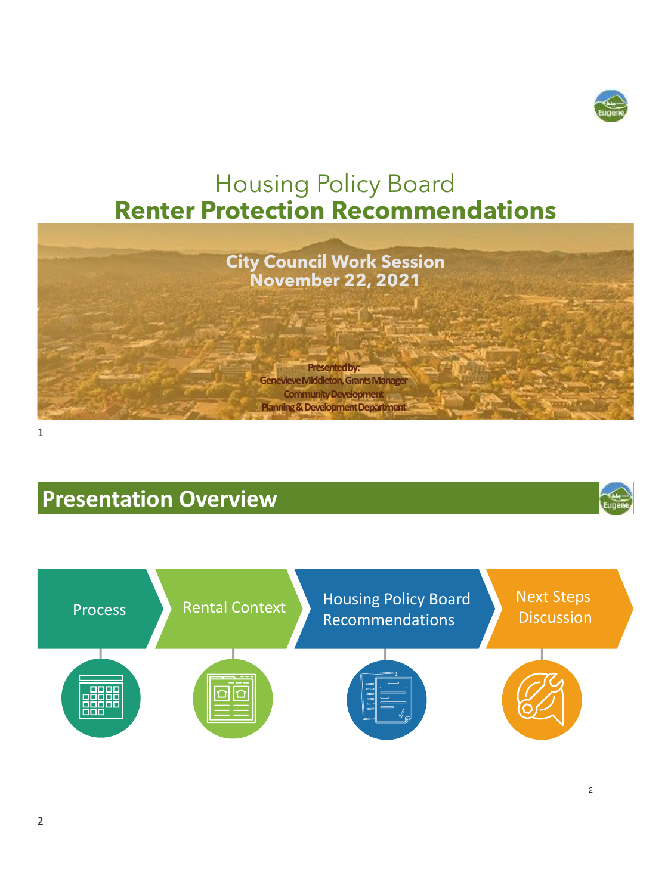# Housing Policy Board
## Renter Protection Recommendations

**City Council Work Session**
**November 22, 2021**

**Presented by:**
**Genevieve Middleton, Grants Manager**
**Community Development**
**Planning & Development Department**

## Presentation Overview

- Process
- Rental Context
- Housing Policy Board Recommendations
- Next Steps Discussion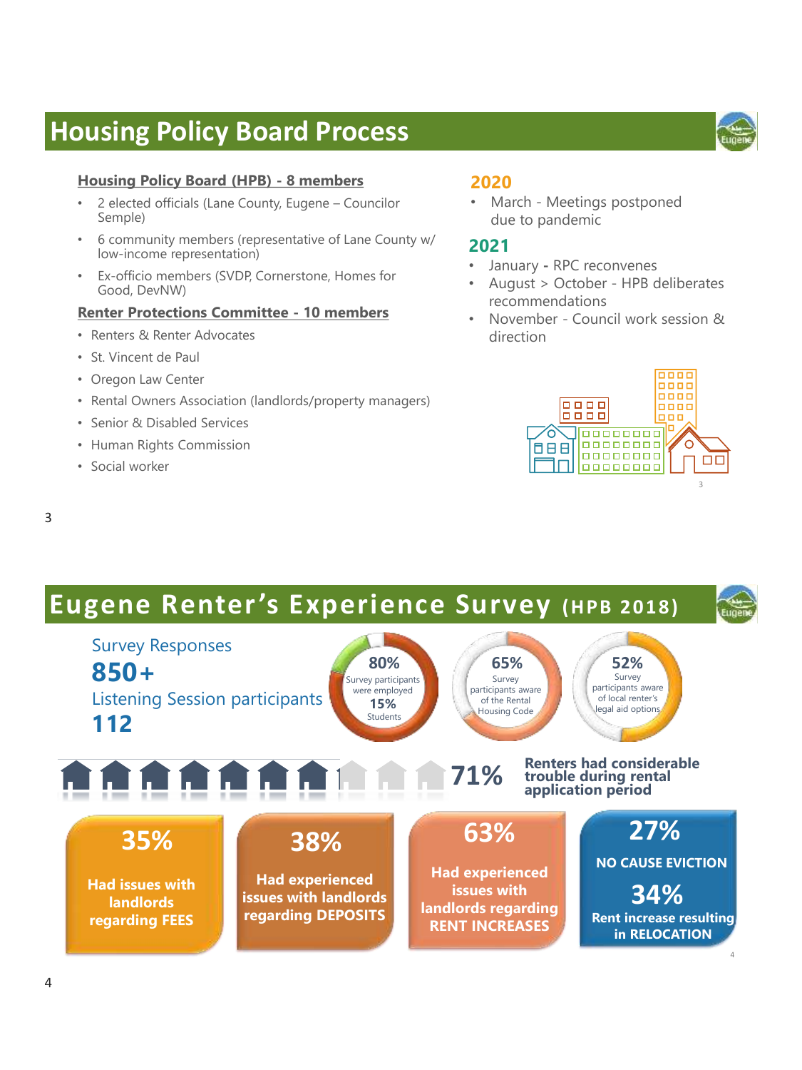# Housing Policy Board Process

**Housing Policy Board (HPB) - 8 members**

- 2 elected officials (Lane County, Eugene – Councilor Semple)
- 6 community members (representative of Lane County w/ low-income representation)
- Ex-officio members (SVDP, Cornerstone, Homes for Good, DevNW)

**Renter Protections Committee - 10 members**

- Renters & Renter Advocates
- St. Vincent de Paul
- Oregon Law Center
- Rental Owners Association (landlords/property managers)
- Senior & Disabled Services
- Human Rights Commission
- Social worker

## 2020

- March - Meetings postponed due to pandemic

## 2021

- January **-** RPC reconvenes
- August > October - HPB deliberates recommendations
- November - Council work session & direction

# Eugene Renter's Experience Survey (HPB 2018)

Survey Responses
**850+**

Listening Session participants
**112**

**80%** Survey participants were employed
**15%** Students

**65%** Survey participants aware of the Rental Housing Code

**52%** Survey participants aware of local renter's legal aid options

**71%** Renters had considerable trouble during rental application period

**35%** Had issues with landlords regarding FEES

**38%** Had experienced issues with landlords regarding DEPOSITS

**63%** Had experienced issues with landlords regarding RENT INCREASES

**27%** NO CAUSE EVICTION

**34%** Rent increase resulting in RELOCATION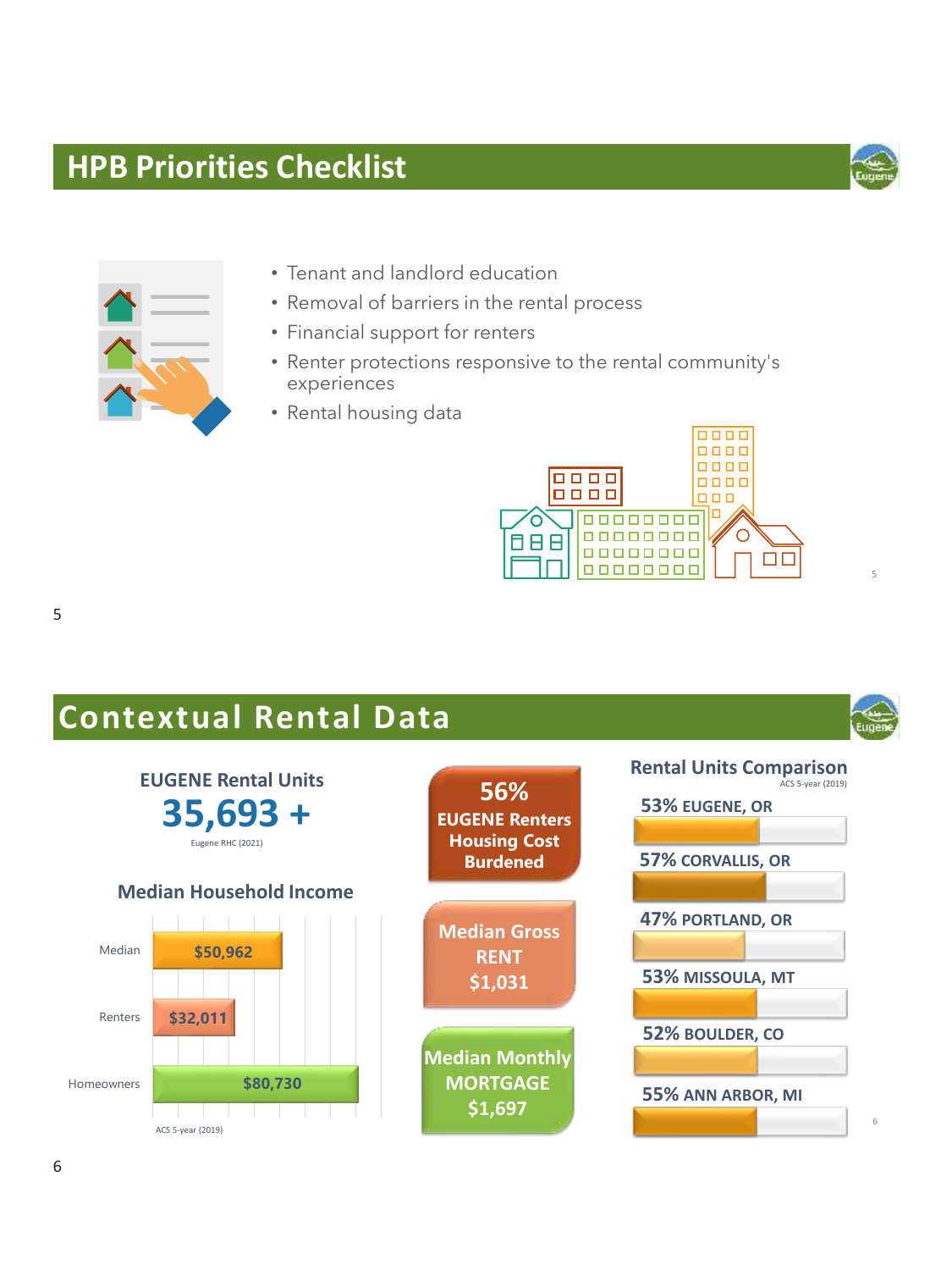## HPB Priorities Checklist

- Tenant and landlord education
- Removal of barriers in the rental process
- Financial support for renters
- Renter protections responsive to the rental community's experiences
- Rental housing data

## Contextual Rental Data

**EUGENE Rental Units**

**35,693 +**

Eugene RHC (2021)

**Median Household Income**

| | |
|---|---|
| Median | $50,962 |
| Renters | $32,011 |
| Homeowners | $80,730 |

ACS 5-year (2019)

**56% EUGENE Renters Housing Cost Burdened**

**Median Gross RENT $1,031**

**Median Monthly MORTGAGE $1,697**

**Rental Units Comparison**

ACS 5-year (2019)

- 53% EUGENE, OR
- 57% CORVALLIS, OR
- 47% PORTLAND, OR
- 53% MISSOULA, MT
- 52% BOULDER, CO
- 55% ANN ARBOR, MI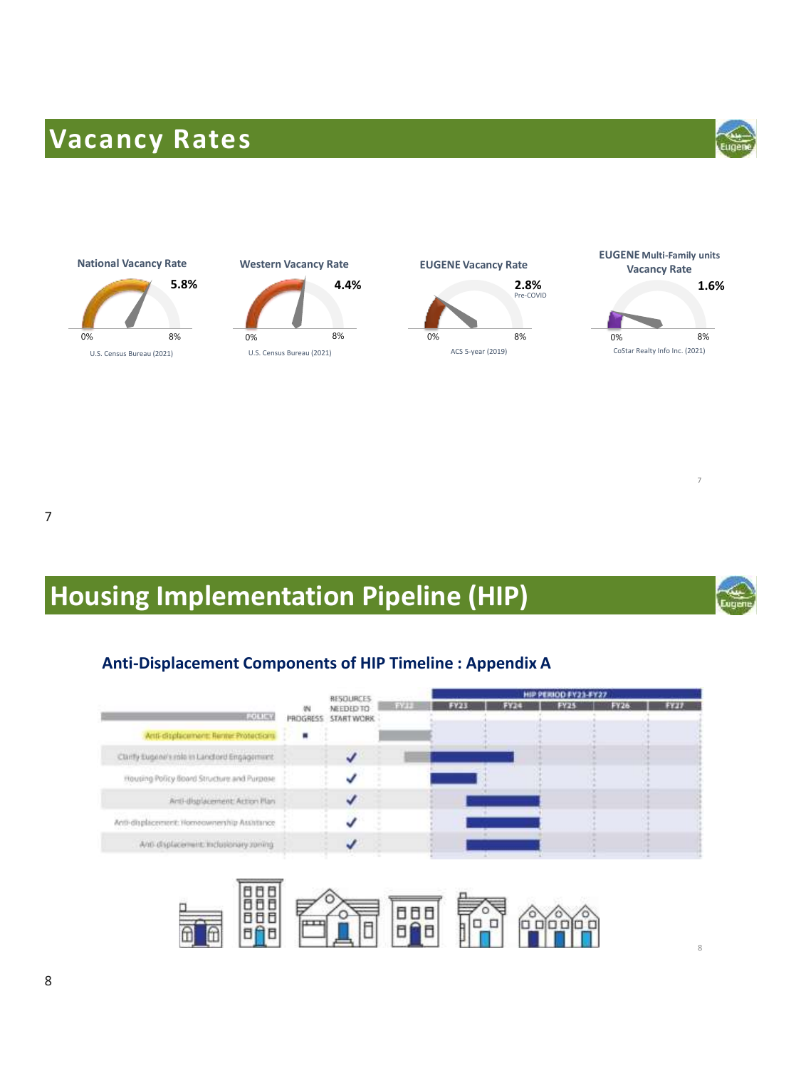# Vacancy Rates

**National Vacancy Rate** — **5.8%**
0% – 8%
U.S. Census Bureau (2021)

**Western Vacancy Rate** — **4.4%**
0% – 8%
U.S. Census Bureau (2021)

**EUGENE Vacancy Rate** — **2.8%** Pre-COVID
0% – 8%
ACS 5-year (2019)

**EUGENE Multi-Family units Vacancy Rate** — **1.6%**
0% – 8%
CoStar Realty Info Inc. (2021)

# Housing Implementation Pipeline (HIP)

## Anti-Displacement Components of HIP Timeline : Appendix A

| POLICY | IN PROGRESS | RESOURCES NEEDED TO START WORK | FY22 | FY23 | FY24 | FY25 | FY26 | FY27 |
|---|---|---|---|---|---|---|---|---|
| | | | | HIP PERIOD FY23-FY27 | | | | |
| Anti-displacement: Renter Protections | ■ | | | | | | | |
| Clarify Eugene's role in Landlord Engagement | | ✓ | | | | | | |
| Housing Policy Board Structure and Purpose | | ✓ | | | | | | |
| Anti-displacement: Action Plan | | ✓ | | | | | | |
| Anti-displacement: Homeownership Assistance | | ✓ | | | | | | |
| Anti-displacement: Inclusionary zoning | | ✓ | | | | | | |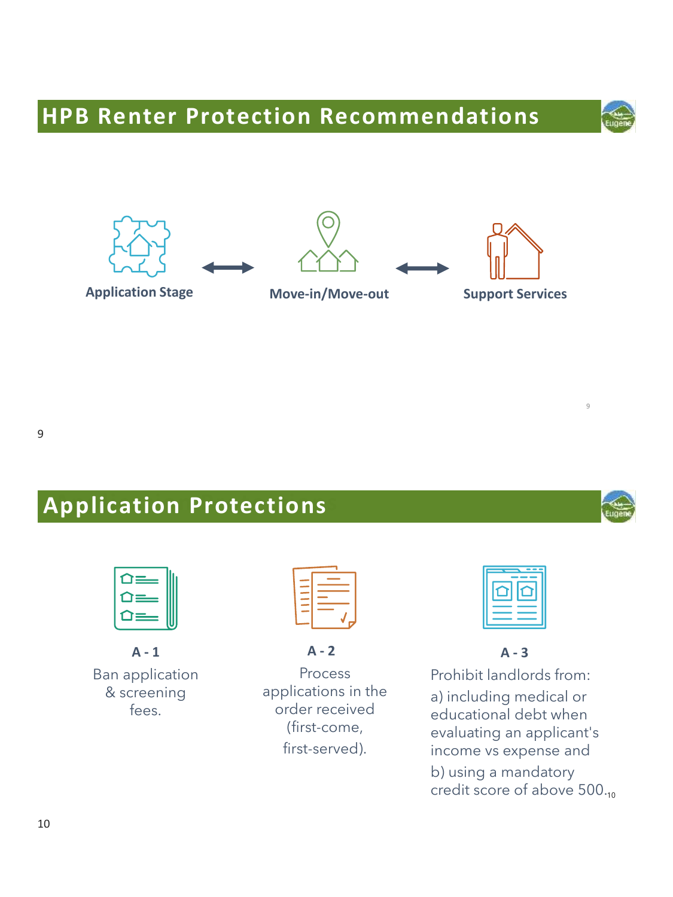## HPB Renter Protection Recommendations

Application Stage ⟷ Move-in/Move-out ⟷ Support Services

## Application Protections

**A - 1**

Ban application & screening fees.

**A - 2**

Process applications in the order received (first-come, first-served).

**A - 3**

Prohibit landlords from:

a) including medical or educational debt when evaluating an applicant's income vs expense and

b) using a mandatory credit score of above 500.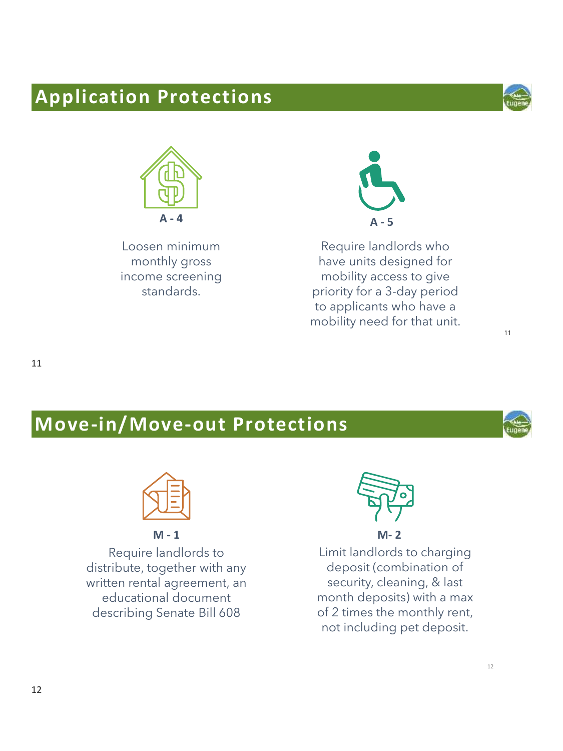## Application Protections

**A - 4**

Loosen minimum monthly gross income screening standards.

**A - 5**

Require landlords who have units designed for mobility access to give priority for a 3-day period to applicants who have a mobility need for that unit.

## Move-in/Move-out Protections

**M - 1**

Require landlords to distribute, together with any written rental agreement, an educational document describing Senate Bill 608

**M- 2**

Limit landlords to charging deposit (combination of security, cleaning, & last month deposits) with a max of 2 times the monthly rent, not including pet deposit.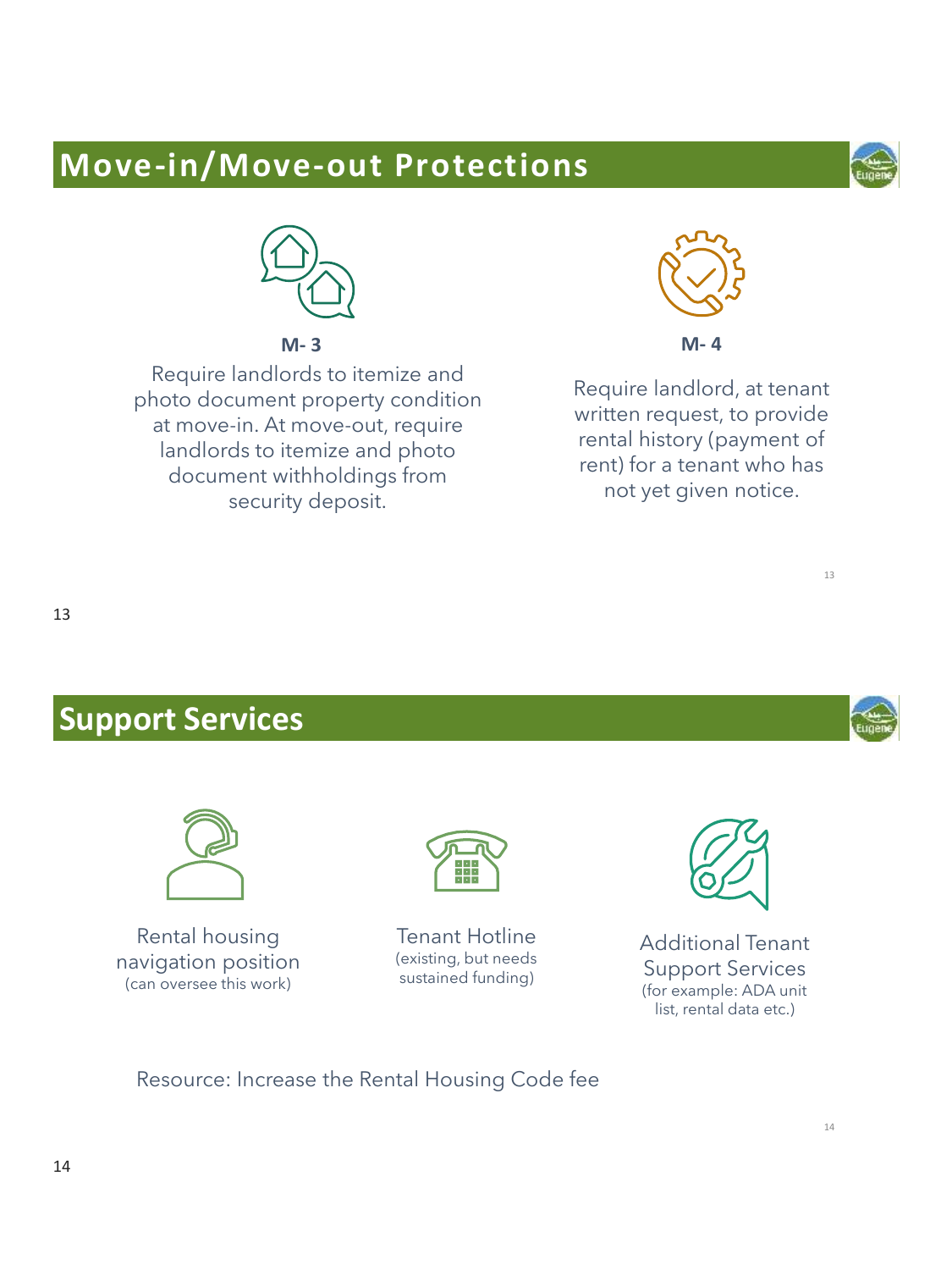## Move-in/Move-out Protections

**M- 3**

Require landlords to itemize and photo document property condition at move-in. At move-out, require landlords to itemize and photo document withholdings from security deposit.

**M- 4**

Require landlord, at tenant written request, to provide rental history (payment of rent) for a tenant who has not yet given notice.

## Support Services

Rental housing navigation position
(can oversee this work)

Tenant Hotline
(existing, but needs sustained funding)

Additional Tenant Support Services
(for example: ADA unit list, rental data etc.)

Resource: Increase the Rental Housing Code fee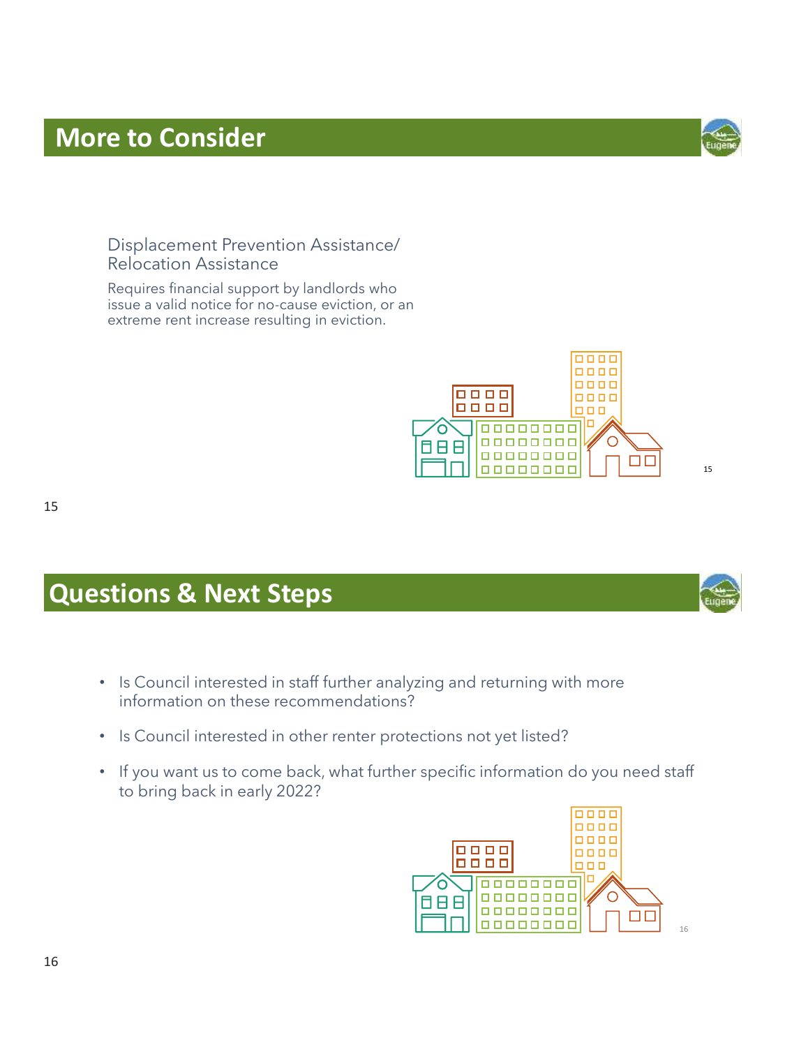## More to Consider

### Displacement Prevention Assistance/ Relocation Assistance

Requires financial support by landlords who issue a valid notice for no-cause eviction, or an extreme rent increase resulting in eviction.

## Questions & Next Steps

- Is Council interested in staff further analyzing and returning with more information on these recommendations?
- Is Council interested in other renter protections not yet listed?
- If you want us to come back, what further specific information do you need staff to bring back in early 2022?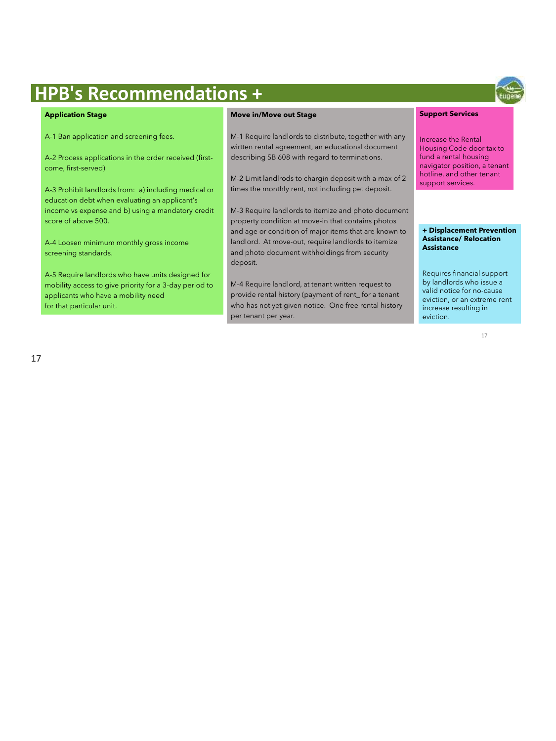# HPB's Recommendations +

**Application Stage**

A-1 Ban application and screening fees.

A-2 Process applications in the order received (first-come, first-served)

A-3 Prohibit landlords from: a) including medical or education debt when evaluating an applicant's income vs expense and b) using a mandatory credit score of above 500.

A-4 Loosen minimum monthly gross income screening standards.

A-5 Require landlords who have units designed for mobility access to give priority for a 3-day period to applicants who have a mobility need for that particular unit.

**Move in/Move out Stage**

M-1 Require landlords to distribute, together with any wirtten rental agreement, an educationsl document describing SB 608 with regard to terminations.

M-2 Limit landlrods to chargin deposit with a max of 2 times the monthly rent, not including pet deposit.

M-3 Require landlords to itemize and photo document property condition at move-in that contains photos and age or condition of major items that are known to landlord. At move-out, require landlords to itemize and photo document withholdings from security deposit.

M-4 Require landlord, at tenant written request to provide rental history (payment of rent_ for a tenant who has not yet given notice. One free rental history per tenant per year.

**Support Services**

Increase the Rental Housing Code door tax to fund a rental housing navigator position, a tenant hotline, and other tenant support services.

**+ Displacement Prevention Assistance/ Relocation Assistance**

Requires financial support by landlords who issue a valid notice for no-cause eviction, or an extreme rent increase resulting in eviction.